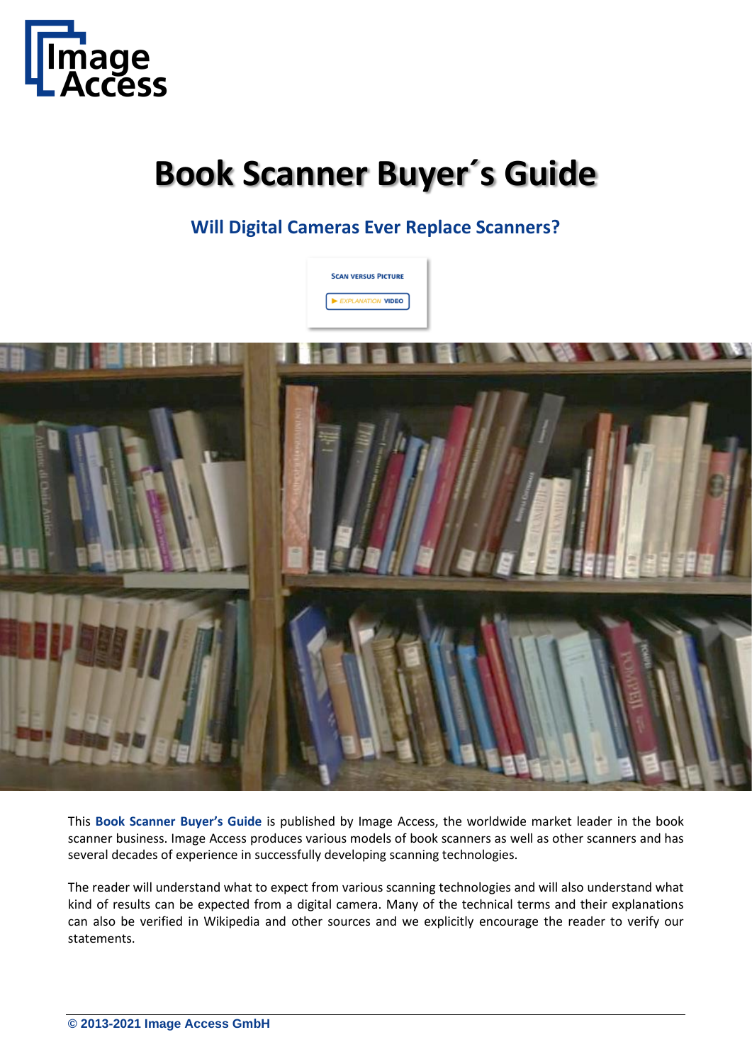# Book Scanner Buyer´s Guide

## Will Digital Cameras Ever Replace Scanners?

SCAN VERSUS PICTURE

▶ EXPLANATION VIDEO

This **Book Scanner Buyer's Guide** is published by Image Access, the worldwide market leader in the book scanner business. Image Access produces various models of book scanners as well as other scanners and has several decades of experience in successfully developing scanning technologies.

The reader will understand what to expect from various scanning technologies and will also understand what kind of results can be expected from a digital camera. Many of the technical terms and their explanations can also be verified in Wikipedia and other sources and we explicitly encourage the reader to verify our statements.

**© 2013-2021 Image Access GmbH**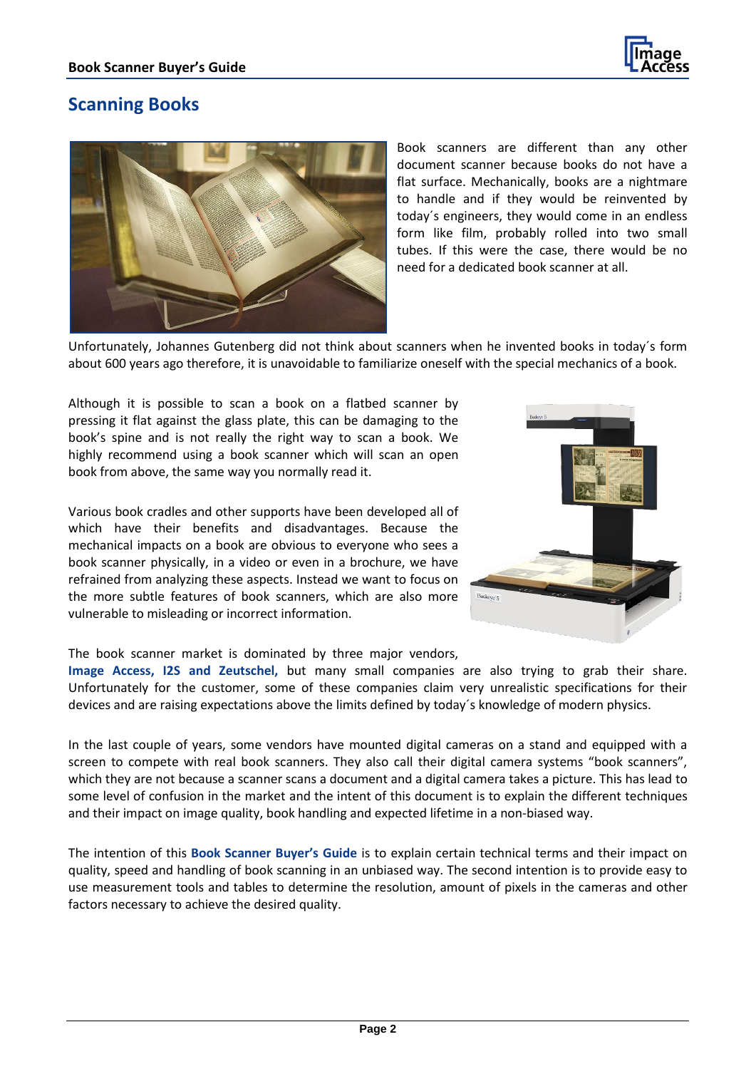## Scanning Books

Book scanners are different than any other document scanner because books do not have a flat surface. Mechanically, books are a nightmare to handle and if they would be reinvented by today´s engineers, they would come in an endless form like film, probably rolled into two small tubes. If this were the case, there would be no need for a dedicated book scanner at all.

Unfortunately, Johannes Gutenberg did not think about scanners when he invented books in today´s form about 600 years ago therefore, it is unavoidable to familiarize oneself with the special mechanics of a book.

Although it is possible to scan a book on a flatbed scanner by pressing it flat against the glass plate, this can be damaging to the book's spine and is not really the right way to scan a book. We highly recommend using a book scanner which will scan an open book from above, the same way you normally read it.

Various book cradles and other supports have been developed all of which have their benefits and disadvantages. Because the mechanical impacts on a book are obvious to everyone who sees a book scanner physically, in a video or even in a brochure, we have refrained from analyzing these aspects. Instead we want to focus on the more subtle features of book scanners, which are also more vulnerable to misleading or incorrect information.

The book scanner market is dominated by three major vendors, **Image Access, I2S and Zeutschel,** but many small companies are also trying to grab their share. Unfortunately for the customer, some of these companies claim very unrealistic specifications for their devices and are raising expectations above the limits defined by today´s knowledge of modern physics.

In the last couple of years, some vendors have mounted digital cameras on a stand and equipped with a screen to compete with real book scanners. They also call their digital camera systems "book scanners", which they are not because a scanner scans a document and a digital camera takes a picture. This has lead to some level of confusion in the market and the intent of this document is to explain the different techniques and their impact on image quality, book handling and expected lifetime in a non-biased way.

The intention of this **Book Scanner Buyer's Guide** is to explain certain technical terms and their impact on quality, speed and handling of book scanning in an unbiased way. The second intention is to provide easy to use measurement tools and tables to determine the resolution, amount of pixels in the cameras and other factors necessary to achieve the desired quality.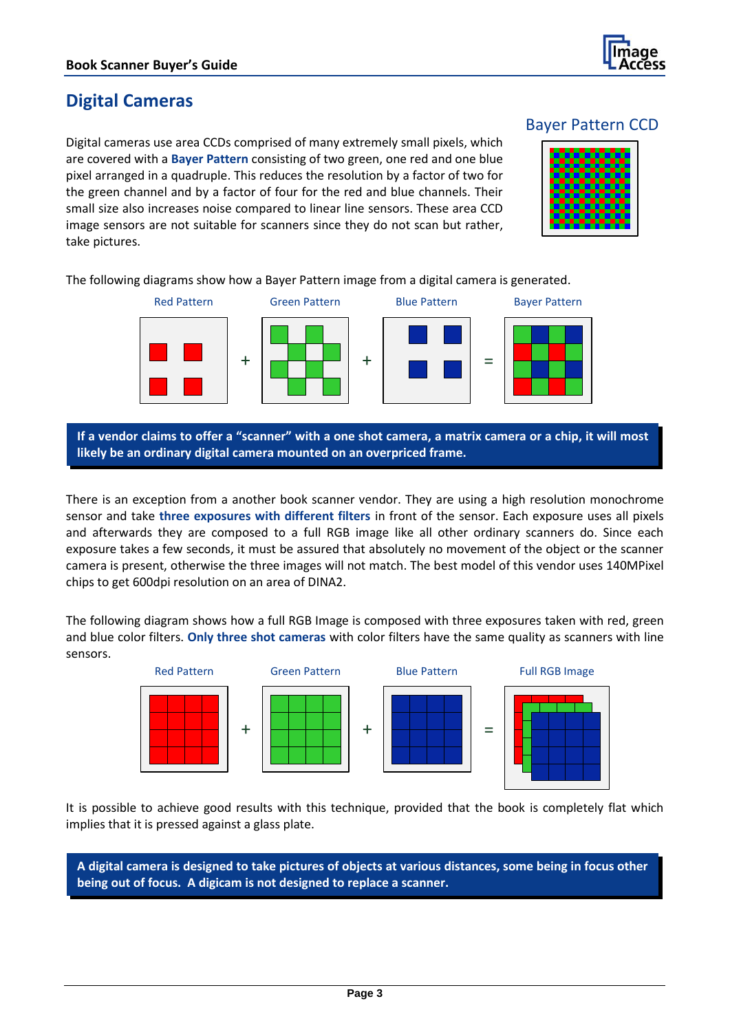# Digital Cameras

Bayer Pattern CCD

Digital cameras use area CCDs comprised of many extremely small pixels, which are covered with a **Bayer Pattern** consisting of two green, one red and one blue pixel arranged in a quadruple. This reduces the resolution by a factor of two for the green channel and by a factor of four for the red and blue channels. Their small size also increases noise compared to linear line sensors. These area CCD image sensors are not suitable for scanners since they do not scan but rather, take pictures.

The following diagrams show how a Bayer Pattern image from a digital camera is generated.

Red Pattern + Green Pattern + Blue Pattern = Bayer Pattern

**If a vendor claims to offer a "scanner" with a one shot camera, a matrix camera or a chip, it will most likely be an ordinary digital camera mounted on an overpriced frame.**

There is an exception from a another book scanner vendor. They are using a high resolution monochrome sensor and take **three exposures with different filters** in front of the sensor. Each exposure uses all pixels and afterwards they are composed to a full RGB image like all other ordinary scanners do. Since each exposure takes a few seconds, it must be assured that absolutely no movement of the object or the scanner camera is present, otherwise the three images will not match. The best model of this vendor uses 140MPixel chips to get 600dpi resolution on an area of DINA2.

The following diagram shows how a full RGB Image is composed with three exposures taken with red, green and blue color filters. **Only three shot cameras** with color filters have the same quality as scanners with line sensors.

Red Pattern + Green Pattern + Blue Pattern = Full RGB Image

It is possible to achieve good results with this technique, provided that the book is completely flat which implies that it is pressed against a glass plate.

**A digital camera is designed to take pictures of objects at various distances, some being in focus other being out of focus. A digicam is not designed to replace a scanner.**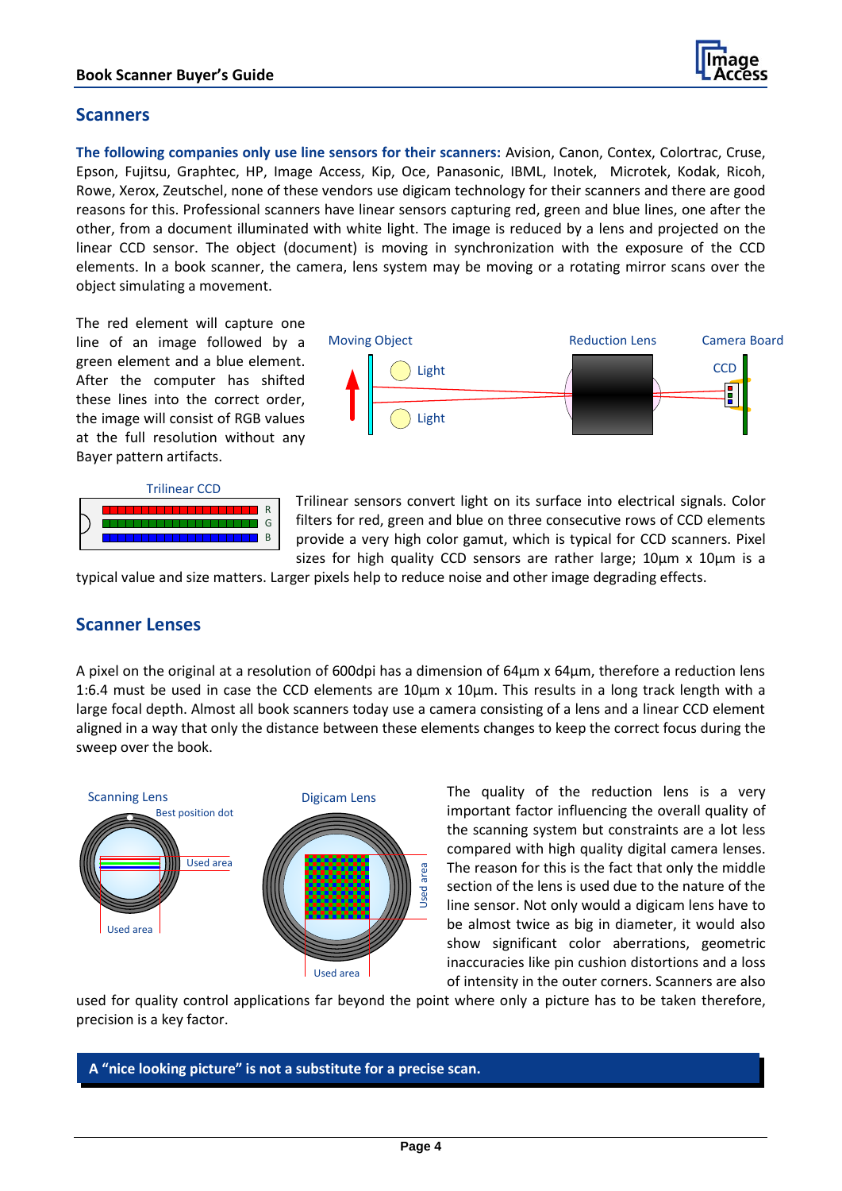## Scanners

**The following companies only use line sensors for their scanners:** Avision, Canon, Contex, Colortrac, Cruse, Epson, Fujitsu, Graphtec, HP, Image Access, Kip, Oce, Panasonic, IBML, Inotek, Microtek, Kodak, Ricoh, Rowe, Xerox, Zeutschel, none of these vendors use digicam technology for their scanners and there are good reasons for this. Professional scanners have linear sensors capturing red, green and blue lines, one after the other, from a document illuminated with white light. The image is reduced by a lens and projected on the linear CCD sensor. The object (document) is moving in synchronization with the exposure of the CCD elements. In a book scanner, the camera, lens system may be moving or a rotating mirror scans over the object simulating a movement.

The red element will capture one line of an image followed by a green element and a blue element. After the computer has shifted these lines into the correct order, the image will consist of RGB values at the full resolution without any Bayer pattern artifacts.

Trilinear sensors convert light on its surface into electrical signals. Color filters for red, green and blue on three consecutive rows of CCD elements provide a very high color gamut, which is typical for CCD scanners. Pixel sizes for high quality CCD sensors are rather large; 10µm x 10µm is a typical value and size matters. Larger pixels help to reduce noise and other image degrading effects.

## Scanner Lenses

A pixel on the original at a resolution of 600dpi has a dimension of 64µm x 64µm, therefore a reduction lens 1:6.4 must be used in case the CCD elements are 10µm x 10µm. This results in a long track length with a large focal depth. Almost all book scanners today use a camera consisting of a lens and a linear CCD element aligned in a way that only the distance between these elements changes to keep the correct focus during the sweep over the book.

The quality of the reduction lens is a very important factor influencing the overall quality of the scanning system but constraints are a lot less compared with high quality digital camera lenses. The reason for this is the fact that only the middle section of the lens is used due to the nature of the line sensor. Not only would a digicam lens have to be almost twice as big in diameter, it would also show significant color aberrations, geometric inaccuracies like pin cushion distortions and a loss of intensity in the outer corners. Scanners are also used for quality control applications far beyond the point where only a picture has to be taken therefore, precision is a key factor.

**A "nice looking picture" is not a substitute for a precise scan.**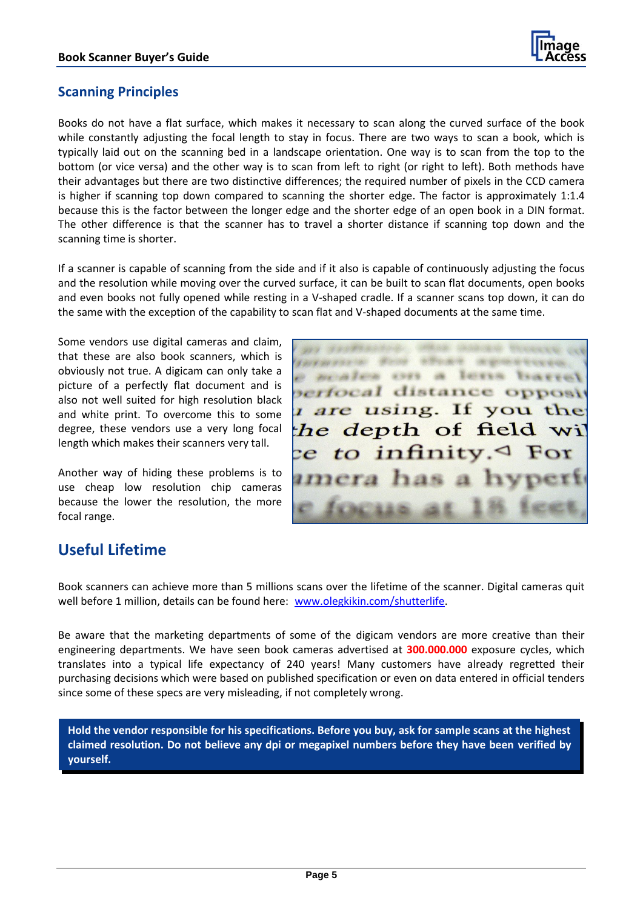## Scanning Principles

Books do not have a flat surface, which makes it necessary to scan along the curved surface of the book while constantly adjusting the focal length to stay in focus. There are two ways to scan a book, which is typically laid out on the scanning bed in a landscape orientation. One way is to scan from the top to the bottom (or vice versa) and the other way is to scan from left to right (or right to left). Both methods have their advantages but there are two distinctive differences; the required number of pixels in the CCD camera is higher if scanning top down compared to scanning the shorter edge. The factor is approximately 1:1.4 because this is the factor between the longer edge and the shorter edge of an open book in a DIN format. The other difference is that the scanner has to travel a shorter distance if scanning top down and the scanning time is shorter.

If a scanner is capable of scanning from the side and if it also is capable of continuously adjusting the focus and the resolution while moving over the curved surface, it can be built to scan flat documents, open books and even books not fully opened while resting in a V-shaped cradle. If a scanner scans top down, it can do the same with the exception of the capability to scan flat and V-shaped documents at the same time.

Some vendors use digital cameras and claim, that these are also book scanners, which is obviously not true. A digicam can only take a picture of a perfectly flat document and is also not well suited for high resolution black and white print. To overcome this to some degree, these vendors use a very long focal length which makes their scanners very tall.

Another way of hiding these problems is to use cheap low resolution chip cameras because the lower the resolution, the more focal range.

## Useful Lifetime

Book scanners can achieve more than 5 millions scans over the lifetime of the scanner. Digital cameras quit well before 1 million, details can be found here: www.olegkikin.com/shutterlife.

Be aware that the marketing departments of some of the digicam vendors are more creative than their engineering departments. We have seen book cameras advertised at **300.000.000** exposure cycles, which translates into a typical life expectancy of 240 years! Many customers have already regretted their purchasing decisions which were based on published specification or even on data entered in official tenders since some of these specs are very misleading, if not completely wrong.

**Hold the vendor responsible for his specifications. Before you buy, ask for sample scans at the highest claimed resolution. Do not believe any dpi or megapixel numbers before they have been verified by yourself.**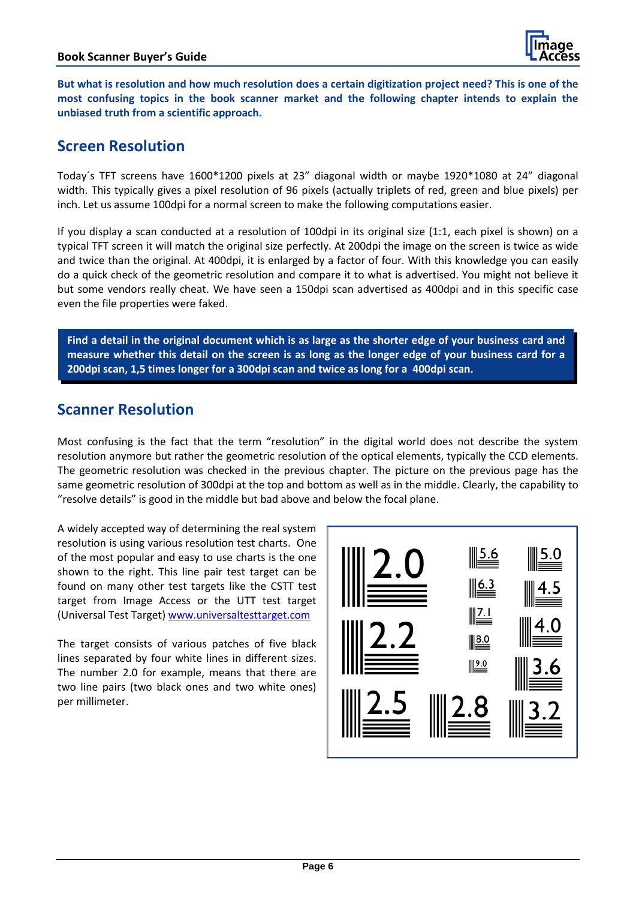**But what is resolution and how much resolution does a certain digitization project need? This is one of the most confusing topics in the book scanner market and the following chapter intends to explain the unbiased truth from a scientific approach.**

## Screen Resolution

Today´s TFT screens have 1600*1200 pixels at 23" diagonal width or maybe 1920*1080 at 24" diagonal width. This typically gives a pixel resolution of 96 pixels (actually triplets of red, green and blue pixels) per inch. Let us assume 100dpi for a normal screen to make the following computations easier.

If you display a scan conducted at a resolution of 100dpi in its original size (1:1, each pixel is shown) on a typical TFT screen it will match the original size perfectly. At 200dpi the image on the screen is twice as wide and twice than the original. At 400dpi, it is enlarged by a factor of four. With this knowledge you can easily do a quick check of the geometric resolution and compare it to what is advertised. You might not believe it but some vendors really cheat. We have seen a 150dpi scan advertised as 400dpi and in this specific case even the file properties were faked.

**Find a detail in the original document which is as large as the shorter edge of your business card and measure whether this detail on the screen is as long as the longer edge of your business card for a 200dpi scan, 1,5 times longer for a 300dpi scan and twice as long for a 400dpi scan.**

## Scanner Resolution

Most confusing is the fact that the term "resolution" in the digital world does not describe the system resolution anymore but rather the geometric resolution of the optical elements, typically the CCD elements. The geometric resolution was checked in the previous chapter. The picture on the previous page has the same geometric resolution of 300dpi at the top and bottom as well as in the middle. Clearly, the capability to "resolve details" is good in the middle but bad above and below the focal plane.

A widely accepted way of determining the real system resolution is using various resolution test charts. One of the most popular and easy to use charts is the one shown to the right. This line pair test target can be found on many other test targets like the CSTT test target from Image Access or the UTT test target (Universal Test Target) www.universaltesttarget.com

The target consists of various patches of five black lines separated by four white lines in different sizes. The number 2.0 for example, means that there are two line pairs (two black ones and two white ones) per millimeter.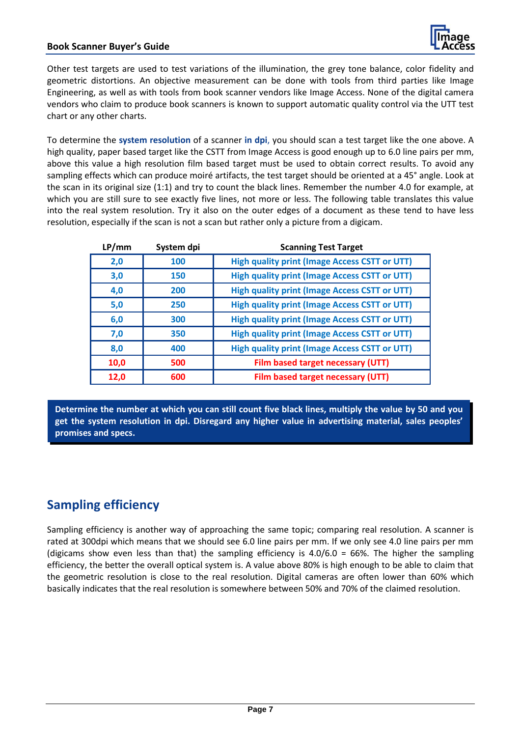Other test targets are used to test variations of the illumination, the grey tone balance, color fidelity and geometric distortions. An objective measurement can be done with tools from third parties like Image Engineering, as well as with tools from book scanner vendors like Image Access. None of the digital camera vendors who claim to produce book scanners is known to support automatic quality control via the UTT test chart or any other charts.

To determine the **system resolution** of a scanner **in dpi**, you should scan a test target like the one above. A high quality, paper based target like the CSTT from Image Access is good enough up to 6.0 line pairs per mm, above this value a high resolution film based target must be used to obtain correct results. To avoid any sampling effects which can produce moiré artifacts, the test target should be oriented at a 45° angle. Look at the scan in its original size (1:1) and try to count the black lines. Remember the number 4.0 for example, at which you are still sure to see exactly five lines, not more or less. The following table translates this value into the real system resolution. Try it also on the outer edges of a document as these tend to have less resolution, especially if the scan is not a scan but rather only a picture from a digicam.

| LP/mm | System dpi | Scanning Test Target |
|---|---|---|
| 2,0 | 100 | High quality print (Image Access CSTT or UTT) |
| 3,0 | 150 | High quality print (Image Access CSTT or UTT) |
| 4,0 | 200 | High quality print (Image Access CSTT or UTT) |
| 5,0 | 250 | High quality print (Image Access CSTT or UTT) |
| 6,0 | 300 | High quality print (Image Access CSTT or UTT) |
| 7,0 | 350 | High quality print (Image Access CSTT or UTT) |
| 8,0 | 400 | High quality print (Image Access CSTT or UTT) |
| 10,0 | 500 | Film based target necessary (UTT) |
| 12,0 | 600 | Film based target necessary (UTT) |

**Determine the number at which you can still count five black lines, multiply the value by 50 and you get the system resolution in dpi. Disregard any higher value in advertising material, sales peoples' promises and specs.**

## Sampling efficiency

Sampling efficiency is another way of approaching the same topic; comparing real resolution. A scanner is rated at 300dpi which means that we should see 6.0 line pairs per mm. If we only see 4.0 line pairs per mm (digicams show even less than that) the sampling efficiency is 4.0/6.0 = 66%. The higher the sampling efficiency, the better the overall optical system is. A value above 80% is high enough to be able to claim that the geometric resolution is close to the real resolution. Digital cameras are often lower than 60% which basically indicates that the real resolution is somewhere between 50% and 70% of the claimed resolution.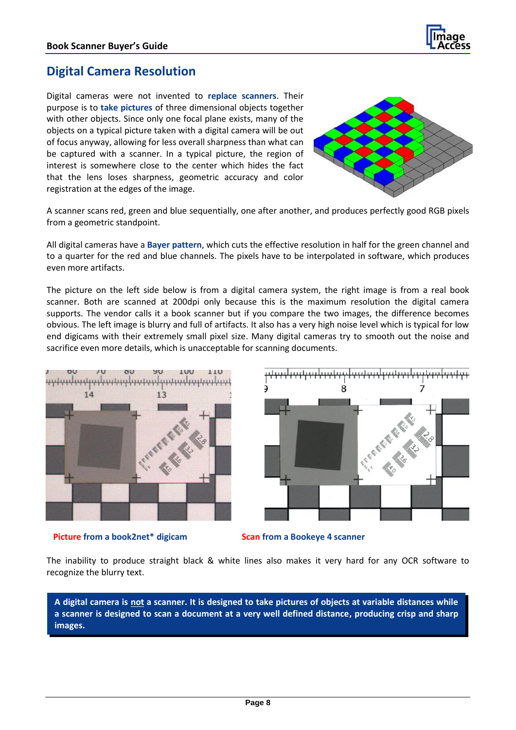## Digital Camera Resolution

Digital cameras were not invented to **replace scanners**. Their purpose is to **take pictures** of three dimensional objects together with other objects. Since only one focal plane exists, many of the objects on a typical picture taken with a digital camera will be out of focus anyway, allowing for less overall sharpness than what can be captured with a scanner. In a typical picture, the region of interest is somewhere close to the center which hides the fact that the lens loses sharpness, geometric accuracy and color registration at the edges of the image.

A scanner scans red, green and blue sequentially, one after another, and produces perfectly good RGB pixels from a geometric standpoint.

All digital cameras have a **Bayer pattern**, which cuts the effective resolution in half for the green channel and to a quarter for the red and blue channels. The pixels have to be interpolated in software, which produces even more artifacts.

The picture on the left side below is from a digital camera system, the right image is from a real book scanner. Both are scanned at 200dpi only because this is the maximum resolution the digital camera supports. The vendor calls it a book scanner but if you compare the two images, the difference becomes obvious. The left image is blurry and full of artifacts. It also has a very high noise level which is typical for low end digicams with their extremely small pixel size. Many digital cameras try to smooth out the noise and sacrifice even more details, which is unacceptable for scanning documents.

**Picture from a book2net\* digicam**

**Scan from a Bookeye 4 scanner**

The inability to produce straight black & white lines also makes it very hard for any OCR software to recognize the blurry text.

**A digital camera is not a scanner. It is designed to take pictures of objects at variable distances while a scanner is designed to scan a document at a very well defined distance, producing crisp and sharp images.**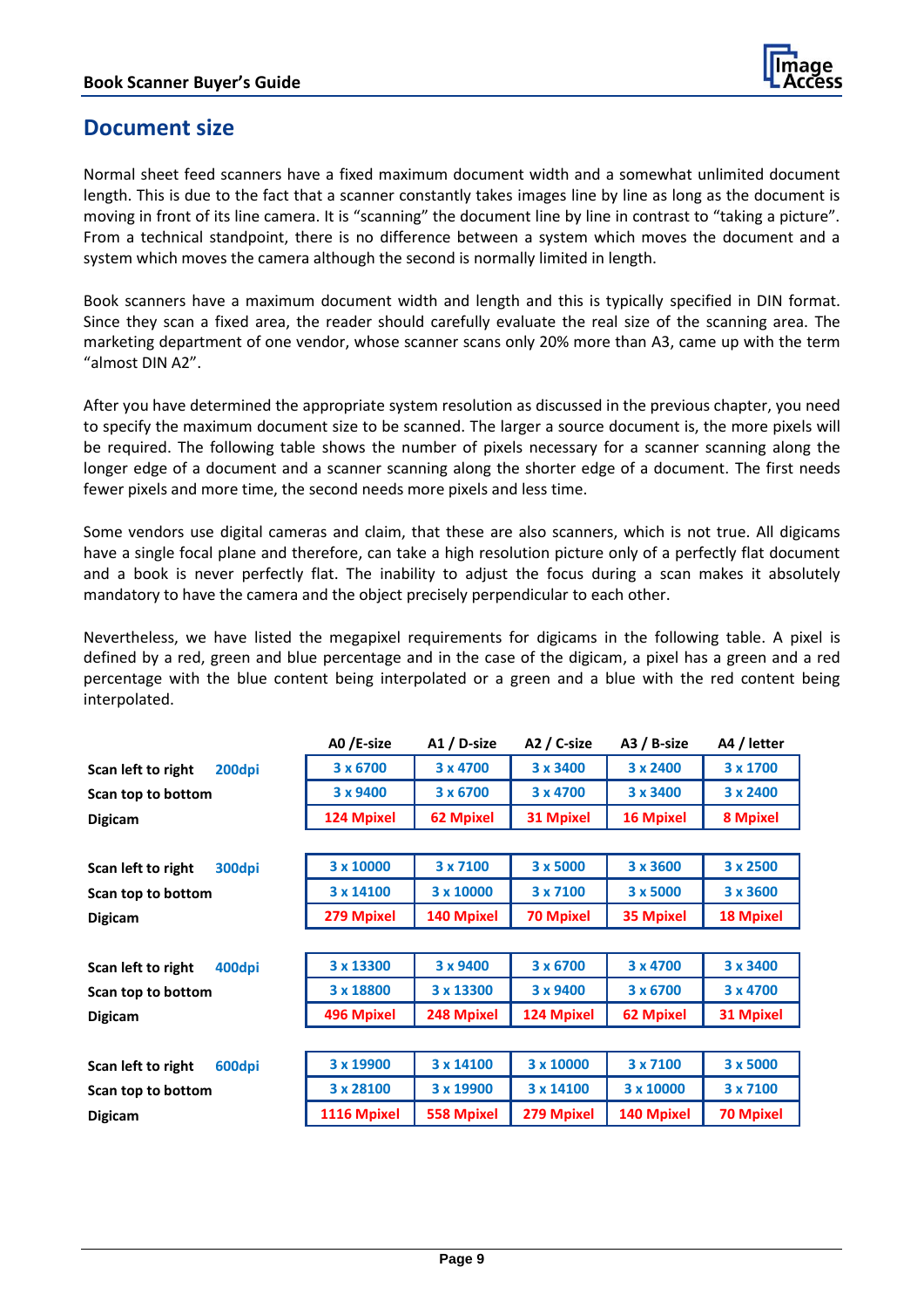## Document size

Normal sheet feed scanners have a fixed maximum document width and a somewhat unlimited document length. This is due to the fact that a scanner constantly takes images line by line as long as the document is moving in front of its line camera. It is "scanning" the document line by line in contrast to "taking a picture". From a technical standpoint, there is no difference between a system which moves the document and a system which moves the camera although the second is normally limited in length.

Book scanners have a maximum document width and length and this is typically specified in DIN format. Since they scan a fixed area, the reader should carefully evaluate the real size of the scanning area. The marketing department of one vendor, whose scanner scans only 20% more than A3, came up with the term "almost DIN A2".

After you have determined the appropriate system resolution as discussed in the previous chapter, you need to specify the maximum document size to be scanned. The larger a source document is, the more pixels will be required. The following table shows the number of pixels necessary for a scanner scanning along the longer edge of a document and a scanner scanning along the shorter edge of a document. The first needs fewer pixels and more time, the second needs more pixels and less time.

Some vendors use digital cameras and claim, that these are also scanners, which is not true. All digicams have a single focal plane and therefore, can take a high resolution picture only of a perfectly flat document and a book is never perfectly flat. The inability to adjust the focus during a scan makes it absolutely mandatory to have the camera and the object precisely perpendicular to each other.

Nevertheless, we have listed the megapixel requirements for digicams in the following table. A pixel is defined by a red, green and blue percentage and in the case of the digicam, a pixel has a green and a red percentage with the blue content being interpolated or a green and a blue with the red content being interpolated.

| | | A0 /E-size | A1 / D-size | A2 / C-size | A3 / B-size | A4 / letter |
|---|---|---|---|---|---|---|
| Scan left to right | 200dpi | 3 x 6700 | 3 x 4700 | 3 x 3400 | 3 x 2400 | 3 x 1700 |
| Scan top to bottom | | 3 x 9400 | 3 x 6700 | 3 x 4700 | 3 x 3400 | 3 x 2400 |
| Digicam | | 124 Mpixel | 62 Mpixel | 31 Mpixel | 16 Mpixel | 8 Mpixel |
| Scan left to right | 300dpi | 3 x 10000 | 3 x 7100 | 3 x 5000 | 3 x 3600 | 3 x 2500 |
| Scan top to bottom | | 3 x 14100 | 3 x 10000 | 3 x 7100 | 3 x 5000 | 3 x 3600 |
| Digicam | | 279 Mpixel | 140 Mpixel | 70 Mpixel | 35 Mpixel | 18 Mpixel |
| Scan left to right | 400dpi | 3 x 13300 | 3 x 9400 | 3 x 6700 | 3 x 4700 | 3 x 3400 |
| Scan top to bottom | | 3 x 18800 | 3 x 13300 | 3 x 9400 | 3 x 6700 | 3 x 4700 |
| Digicam | | 496 Mpixel | 248 Mpixel | 124 Mpixel | 62 Mpixel | 31 Mpixel |
| Scan left to right | 600dpi | 3 x 19900 | 3 x 14100 | 3 x 10000 | 3 x 7100 | 3 x 5000 |
| Scan top to bottom | | 3 x 28100 | 3 x 19900 | 3 x 14100 | 3 x 10000 | 3 x 7100 |
| Digicam | | 1116 Mpixel | 558 Mpixel | 279 Mpixel | 140 Mpixel | 70 Mpixel |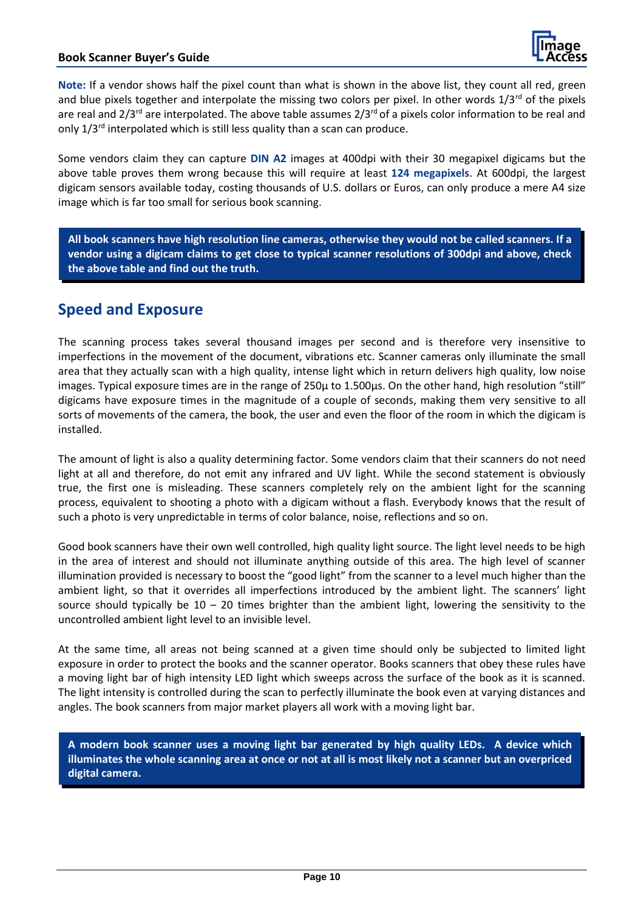**Note:** If a vendor shows half the pixel count than what is shown in the above list, they count all red, green and blue pixels together and interpolate the missing two colors per pixel. In other words 1/3rd of the pixels are real and 2/3rd are interpolated. The above table assumes 2/3rd of a pixels color information to be real and only 1/3rd interpolated which is still less quality than a scan can produce.

Some vendors claim they can capture **DIN A2** images at 400dpi with their 30 megapixel digicams but the above table proves them wrong because this will require at least **124 megapixels**. At 600dpi, the largest digicam sensors available today, costing thousands of U.S. dollars or Euros, can only produce a mere A4 size image which is far too small for serious book scanning.

> **All book scanners have high resolution line cameras, otherwise they would not be called scanners. If a vendor using a digicam claims to get close to typical scanner resolutions of 300dpi and above, check the above table and find out the truth.**

## Speed and Exposure

The scanning process takes several thousand images per second and is therefore very insensitive to imperfections in the movement of the document, vibrations etc. Scanner cameras only illuminate the small area that they actually scan with a high quality, intense light which in return delivers high quality, low noise images. Typical exposure times are in the range of 250µ to 1.500µs. On the other hand, high resolution "still" digicams have exposure times in the magnitude of a couple of seconds, making them very sensitive to all sorts of movements of the camera, the book, the user and even the floor of the room in which the digicam is installed.

The amount of light is also a quality determining factor. Some vendors claim that their scanners do not need light at all and therefore, do not emit any infrared and UV light. While the second statement is obviously true, the first one is misleading. These scanners completely rely on the ambient light for the scanning process, equivalent to shooting a photo with a digicam without a flash. Everybody knows that the result of such a photo is very unpredictable in terms of color balance, noise, reflections and so on.

Good book scanners have their own well controlled, high quality light source. The light level needs to be high in the area of interest and should not illuminate anything outside of this area. The high level of scanner illumination provided is necessary to boost the "good light" from the scanner to a level much higher than the ambient light, so that it overrides all imperfections introduced by the ambient light. The scanners' light source should typically be 10 – 20 times brighter than the ambient light, lowering the sensitivity to the uncontrolled ambient light level to an invisible level.

At the same time, all areas not being scanned at a given time should only be subjected to limited light exposure in order to protect the books and the scanner operator. Books scanners that obey these rules have a moving light bar of high intensity LED light which sweeps across the surface of the book as it is scanned. The light intensity is controlled during the scan to perfectly illuminate the book even at varying distances and angles. The book scanners from major market players all work with a moving light bar.

> **A modern book scanner uses a moving light bar generated by high quality LEDs. A device which illuminates the whole scanning area at once or not at all is most likely not a scanner but an overpriced digital camera.**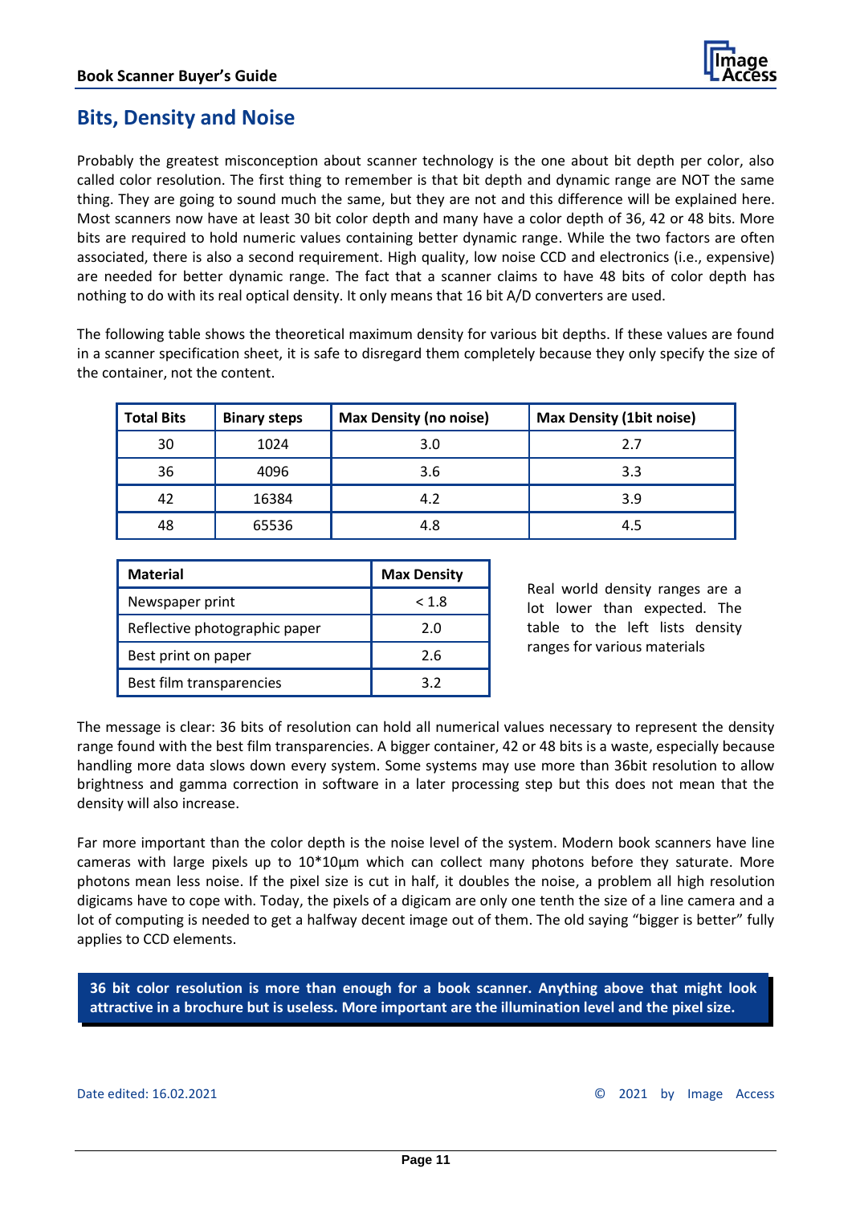## Bits, Density and Noise

Probably the greatest misconception about scanner technology is the one about bit depth per color, also called color resolution. The first thing to remember is that bit depth and dynamic range are NOT the same thing. They are going to sound much the same, but they are not and this difference will be explained here. Most scanners now have at least 30 bit color depth and many have a color depth of 36, 42 or 48 bits. More bits are required to hold numeric values containing better dynamic range. While the two factors are often associated, there is also a second requirement. High quality, low noise CCD and electronics (i.e., expensive) are needed for better dynamic range. The fact that a scanner claims to have 48 bits of color depth has nothing to do with its real optical density. It only means that 16 bit A/D converters are used.

The following table shows the theoretical maximum density for various bit depths. If these values are found in a scanner specification sheet, it is safe to disregard them completely because they only specify the size of the container, not the content.

| Total Bits | Binary steps | Max Density (no noise) | Max Density (1bit noise) |
|---|---|---|---|
| 30 | 1024 | 3.0 | 2.7 |
| 36 | 4096 | 3.6 | 3.3 |
| 42 | 16384 | 4.2 | 3.9 |
| 48 | 65536 | 4.8 | 4.5 |

| Material | Max Density |
|---|---|
| Newspaper print | < 1.8 |
| Reflective photographic paper | 2.0 |
| Best print on paper | 2.6 |
| Best film transparencies | 3.2 |

Real world density ranges are a lot lower than expected. The table to the left lists density ranges for various materials

The message is clear: 36 bits of resolution can hold all numerical values necessary to represent the density range found with the best film transparencies. A bigger container, 42 or 48 bits is a waste, especially because handling more data slows down every system. Some systems may use more than 36bit resolution to allow brightness and gamma correction in software in a later processing step but this does not mean that the density will also increase.

Far more important than the color depth is the noise level of the system. Modern book scanners have line cameras with large pixels up to 10*10µm which can collect many photons before they saturate. More photons mean less noise. If the pixel size is cut in half, it doubles the noise, a problem all high resolution digicams have to cope with. Today, the pixels of a digicam are only one tenth the size of a line camera and a lot of computing is needed to get a halfway decent image out of them. The old saying "bigger is better" fully applies to CCD elements.

**36 bit color resolution is more than enough for a book scanner. Anything above that might look attractive in a brochure but is useless. More important are the illumination level and the pixel size.**

Date edited: 16.02.2021 © 2021 by Image Access